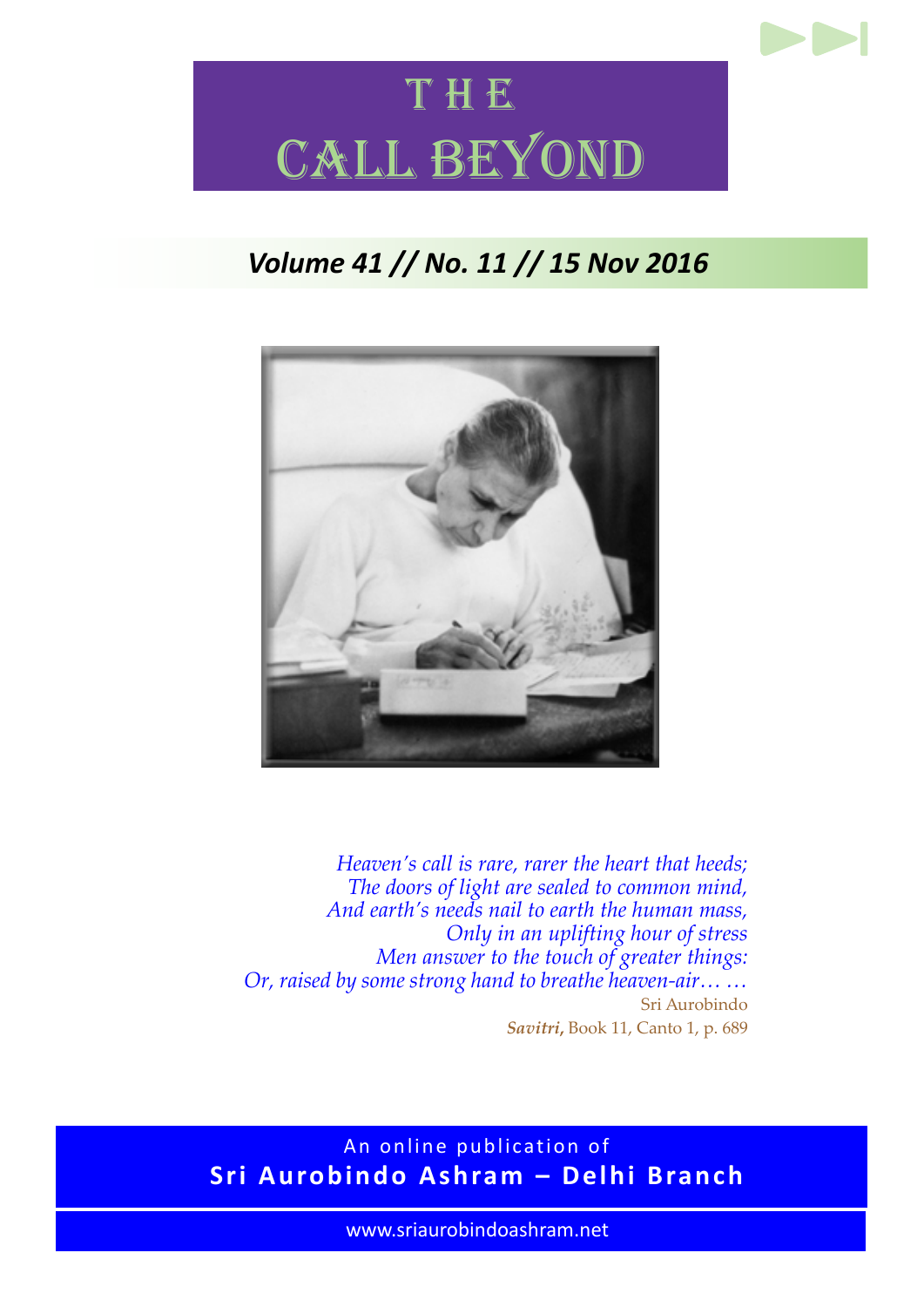# THE CALL BEYOND

***Volume 41 // No. 11 // 15 Nov 2016***

*Heaven's call is rare, rarer the heart that heeds;*
*The doors of light are sealed to common mind,*
*And earth's needs nail to earth the human mass,*
*Only in an uplifting hour of stress*
*Men answer to the touch of greater things:*
*Or, raised by some strong hand to breathe heaven-air… …*

Sri Aurobindo
***Savitri,*** Book 11, Canto 1, p. 689

An online publication of
**Sri Aurobindo Ashram – Delhi Branch**

www.sriaurobindoashram.net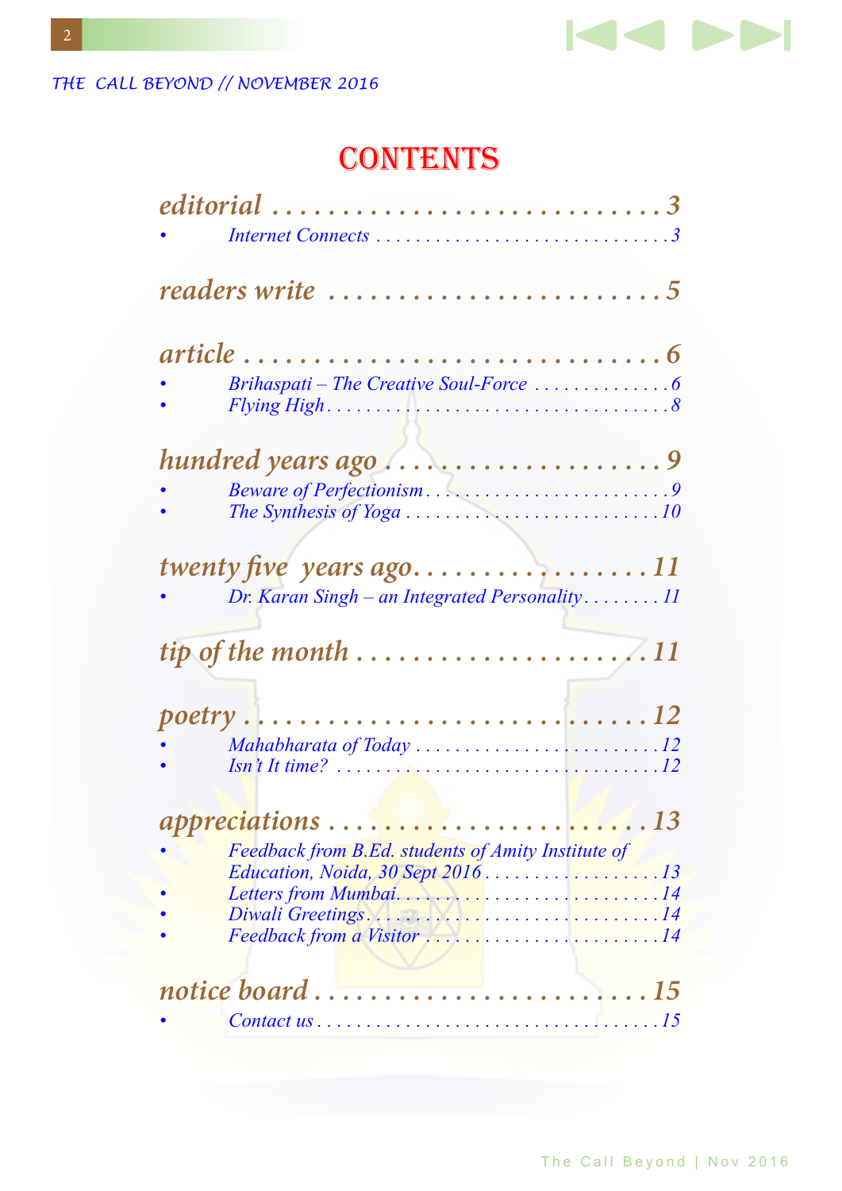# CONTENTS

**editorial** ........ 3

- *Internet Connects* ........ 3

**readers write** ........ 5

**article** ........ 6

- *Brihaspati – The Creative Soul-Force* ........ 6
- *Flying High* ........ 8

**hundred years ago** ........ 9

- *Beware of Perfectionism* ........ 9
- *The Synthesis of Yoga* ........ 10

**twenty five years ago** ........ 11

- *Dr. Karan Singh – an Integrated Personality* ........ 11

**tip of the month** ........ 11

**poetry** ........ 12

- *Mahabharata of Today* ........ 12
- *Isn't It time?* ........ 12

**appreciations** ........ 13

- *Feedback from B.Ed. students of Amity Institute of Education, Noida, 30 Sept 2016* ........ 13
- *Letters from Mumbai* ........ 14
- *Diwali Greetings* ........ 14
- *Feedback from a Visitor* ........ 14

**notice board** ........ 15

- *Contact us* ........ 15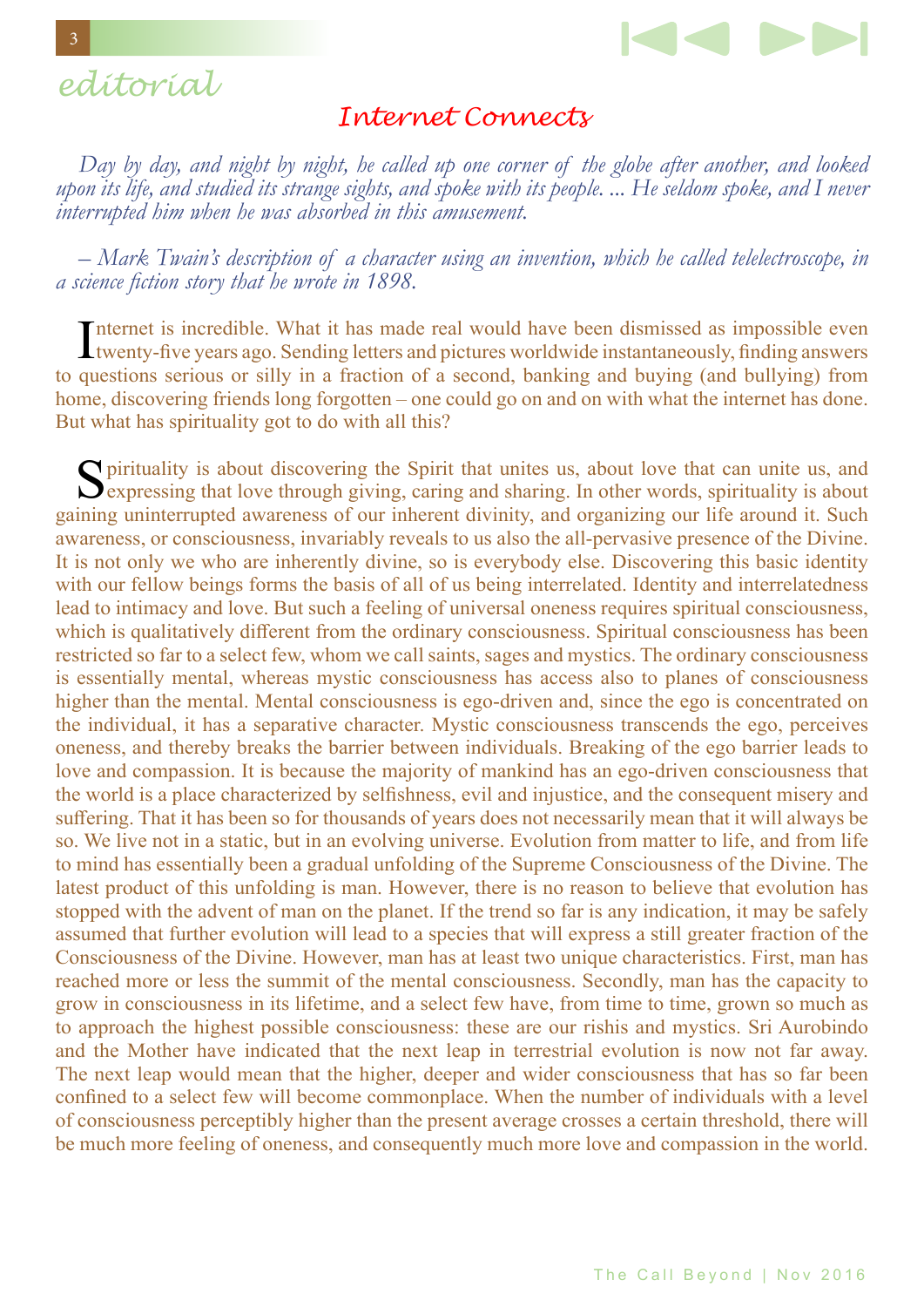# editorial

## Internet Connects

*Day by day, and night by night, he called up one corner of the globe after another, and looked upon its life, and studied its strange sights, and spoke with its people. ... He seldom spoke, and I never interrupted him when he was absorbed in this amusement.*

*– Mark Twain's description of a character using an invention, which he called telelectroscope, in a science fiction story that he wrote in 1898.*

Internet is incredible. What it has made real would have been dismissed as impossible even twenty-five years ago. Sending letters and pictures worldwide instantaneously, finding answers to questions serious or silly in a fraction of a second, banking and buying (and bullying) from home, discovering friends long forgotten – one could go on and on with what the internet has done. But what has spirituality got to do with all this?

Spirituality is about discovering the Spirit that unites us, about love that can unite us, and expressing that love through giving, caring and sharing. In other words, spirituality is about gaining uninterrupted awareness of our inherent divinity, and organizing our life around it. Such awareness, or consciousness, invariably reveals to us also the all-pervasive presence of the Divine. It is not only we who are inherently divine, so is everybody else. Discovering this basic identity with our fellow beings forms the basis of all of us being interrelated. Identity and interrelatedness lead to intimacy and love. But such a feeling of universal oneness requires spiritual consciousness, which is qualitatively different from the ordinary consciousness. Spiritual consciousness has been restricted so far to a select few, whom we call saints, sages and mystics. The ordinary consciousness is essentially mental, whereas mystic consciousness has access also to planes of consciousness higher than the mental. Mental consciousness is ego-driven and, since the ego is concentrated on the individual, it has a separative character. Mystic consciousness transcends the ego, perceives oneness, and thereby breaks the barrier between individuals. Breaking of the ego barrier leads to love and compassion. It is because the majority of mankind has an ego-driven consciousness that the world is a place characterized by selfishness, evil and injustice, and the consequent misery and suffering. That it has been so for thousands of years does not necessarily mean that it will always be so. We live not in a static, but in an evolving universe. Evolution from matter to life, and from life to mind has essentially been a gradual unfolding of the Supreme Consciousness of the Divine. The latest product of this unfolding is man. However, there is no reason to believe that evolution has stopped with the advent of man on the planet. If the trend so far is any indication, it may be safely assumed that further evolution will lead to a species that will express a still greater fraction of the Consciousness of the Divine. However, man has at least two unique characteristics. First, man has reached more or less the summit of the mental consciousness. Secondly, man has the capacity to grow in consciousness in its lifetime, and a select few have, from time to time, grown so much as to approach the highest possible consciousness: these are our rishis and mystics. Sri Aurobindo and the Mother have indicated that the next leap in terrestrial evolution is now not far away. The next leap would mean that the higher, deeper and wider consciousness that has so far been confined to a select few will become commonplace. When the number of individuals with a level of consciousness perceptibly higher than the present average crosses a certain threshold, there will be much more feeling of oneness, and consequently much more love and compassion in the world.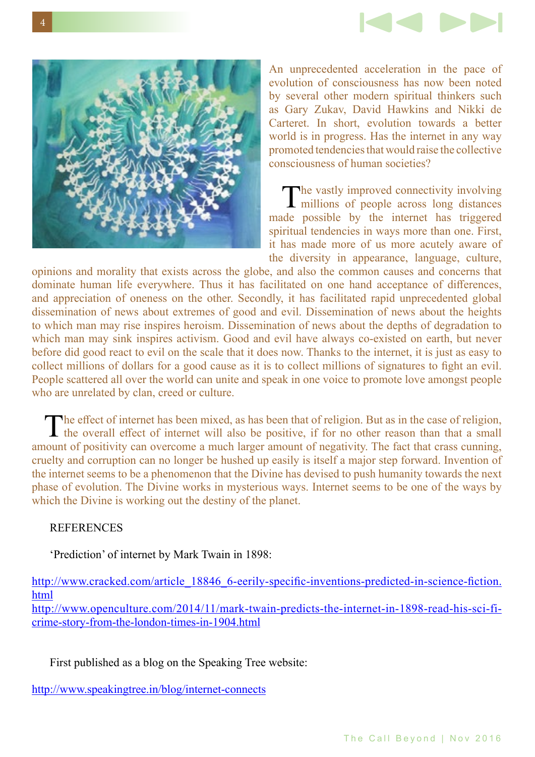An unprecedented acceleration in the pace of evolution of consciousness has now been noted by several other modern spiritual thinkers such as Gary Zukav, David Hawkins and Nikki de Carteret. In short, evolution towards a better world is in progress. Has the internet in any way promoted tendencies that would raise the collective consciousness of human societies?

The vastly improved connectivity involving millions of people across long distances made possible by the internet has triggered spiritual tendencies in ways more than one. First, it has made more of us more acutely aware of the diversity in appearance, language, culture, opinions and morality that exists across the globe, and also the common causes and concerns that dominate human life everywhere. Thus it has facilitated on one hand acceptance of differences, and appreciation of oneness on the other. Secondly, it has facilitated rapid unprecedented global dissemination of news about extremes of good and evil. Dissemination of news about the heights to which man may rise inspires heroism. Dissemination of news about the depths of degradation to which man may sink inspires activism. Good and evil have always co-existed on earth, but never before did good react to evil on the scale that it does now. Thanks to the internet, it is just as easy to collect millions of dollars for a good cause as it is to collect millions of signatures to fight an evil. People scattered all over the world can unite and speak in one voice to promote love amongst people who are unrelated by clan, creed or culture.

The effect of internet has been mixed, as has been that of religion. But as in the case of religion, the overall effect of internet will also be positive, if for no other reason than that a small amount of positivity can overcome a much larger amount of negativity. The fact that crass cunning, cruelty and corruption can no longer be hushed up easily is itself a major step forward. Invention of the internet seems to be a phenomenon that the Divine has devised to push humanity towards the next phase of evolution. The Divine works in mysterious ways. Internet seems to be one of the ways by which the Divine is working out the destiny of the planet.

REFERENCES

'Prediction' of internet by Mark Twain in 1898:

http://www.cracked.com/article_18846_6-eerily-specific-inventions-predicted-in-science-fiction.html
http://www.openculture.com/2014/11/mark-twain-predicts-the-internet-in-1898-read-his-sci-fi-crime-story-from-the-london-times-in-1904.html

First published as a blog on the Speaking Tree website:

http://www.speakingtree.in/blog/internet-connects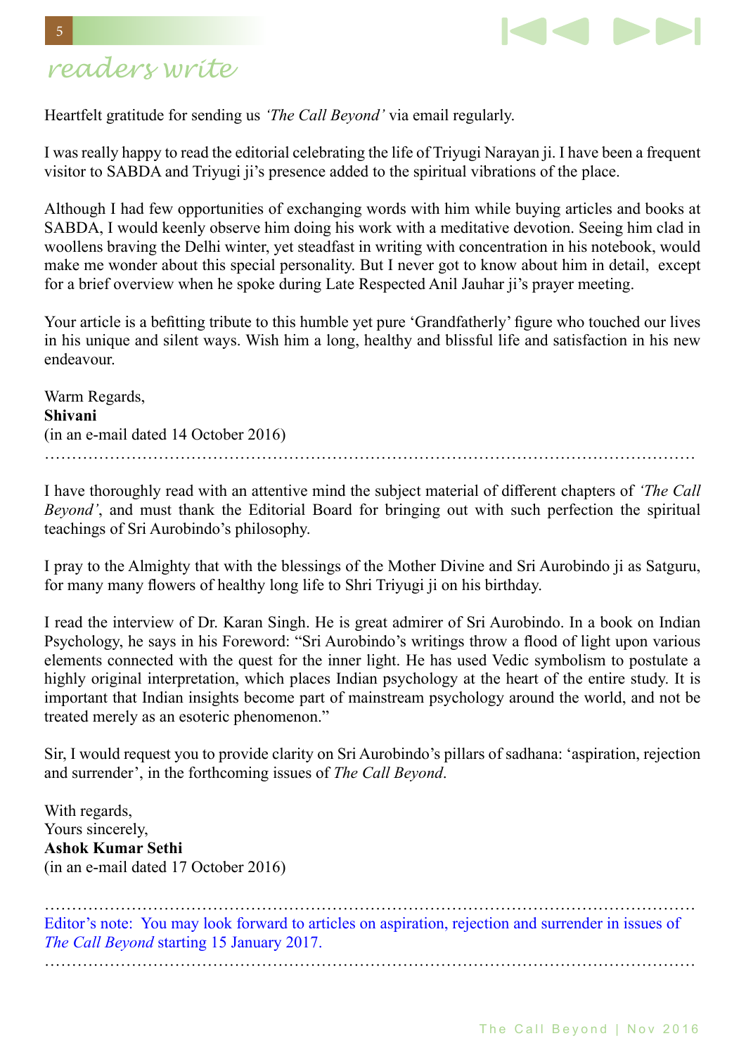# readers write

Heartfelt gratitude for sending us *'The Call Beyond'* via email regularly.

I was really happy to read the editorial celebrating the life of Triyugi Narayan ji. I have been a frequent visitor to SABDA and Triyugi ji's presence added to the spiritual vibrations of the place.

Although I had few opportunities of exchanging words with him while buying articles and books at SABDA, I would keenly observe him doing his work with a meditative devotion. Seeing him clad in woollens braving the Delhi winter, yet steadfast in writing with concentration in his notebook, would make me wonder about this special personality. But I never got to know about him in detail, except for a brief overview when he spoke during Late Respected Anil Jauhar ji's prayer meeting.

Your article is a befitting tribute to this humble yet pure 'Grandfatherly' figure who touched our lives in his unique and silent ways. Wish him a long, healthy and blissful life and satisfaction in his new endeavour.

Warm Regards,
**Shivani**
(in an e-mail dated 14 October 2016)

……………………………………………………………………………………………………

I have thoroughly read with an attentive mind the subject material of different chapters of *'The Call Beyond'*, and must thank the Editorial Board for bringing out with such perfection the spiritual teachings of Sri Aurobindo's philosophy.

I pray to the Almighty that with the blessings of the Mother Divine and Sri Aurobindo ji as Satguru, for many many flowers of healthy long life to Shri Triyugi ji on his birthday.

I read the interview of Dr. Karan Singh. He is great admirer of Sri Aurobindo. In a book on Indian Psychology, he says in his Foreword: "Sri Aurobindo's writings throw a flood of light upon various elements connected with the quest for the inner light. He has used Vedic symbolism to postulate a highly original interpretation, which places Indian psychology at the heart of the entire study. It is important that Indian insights become part of mainstream psychology around the world, and not be treated merely as an esoteric phenomenon."

Sir, I would request you to provide clarity on Sri Aurobindo's pillars of sadhana: 'aspiration, rejection and surrender', in the forthcoming issues of *The Call Beyond*.

With regards,
Yours sincerely,
**Ashok Kumar Sethi**
(in an e-mail dated 17 October 2016)

……………………………………………………………………………………………………

Editor's note: You may look forward to articles on aspiration, rejection and surrender in issues of *The Call Beyond* starting 15 January 2017.

……………………………………………………………………………………………………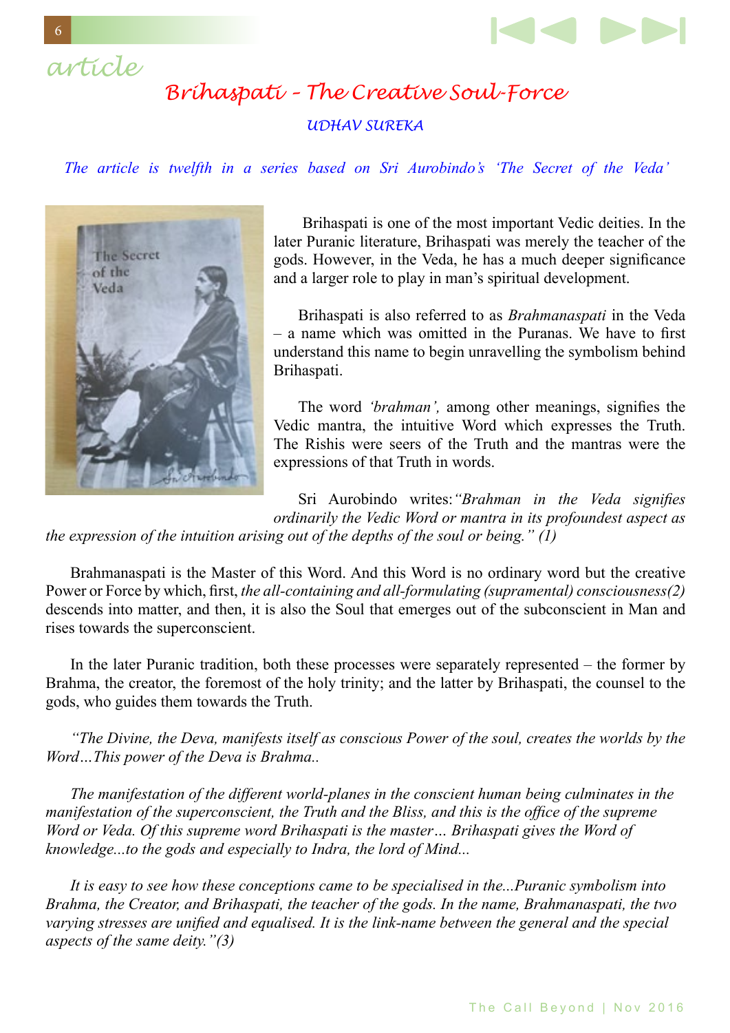article

# Brihaspati – The Creative Soul-Force

*UDHAV SUREKA*

*The article is twelfth in a series based on Sri Aurobindo's 'The Secret of the Veda'*

Brihaspati is one of the most important Vedic deities. In the later Puranic literature, Brihaspati was merely the teacher of the gods. However, in the Veda, he has a much deeper significance and a larger role to play in man's spiritual development.

Brihaspati is also referred to as *Brahmanaspati* in the Veda – a name which was omitted in the Puranas. We have to first understand this name to begin unravelling the symbolism behind Brihaspati.

The word *'brahman',* among other meanings, signifies the Vedic mantra, the intuitive Word which expresses the Truth. The Rishis were seers of the Truth and the mantras were the expressions of that Truth in words.

Sri Aurobindo writes:*"Brahman in the Veda signifies ordinarily the Vedic Word or mantra in its profoundest aspect as the expression of the intuition arising out of the depths of the soul or being." (1)*

Brahmanaspati is the Master of this Word. And this Word is no ordinary word but the creative Power or Force by which, first, *the all-containing and all-formulating (supramental) consciousness(2)* descends into matter, and then, it is also the Soul that emerges out of the subconscient in Man and rises towards the superconscient.

In the later Puranic tradition, both these processes were separately represented – the former by Brahma, the creator, the foremost of the holy trinity; and the latter by Brihaspati, the counsel to the gods, who guides them towards the Truth.

*"The Divine, the Deva, manifests itself as conscious Power of the soul, creates the worlds by the Word…This power of the Deva is Brahma..*

*The manifestation of the different world-planes in the conscient human being culminates in the manifestation of the superconscient, the Truth and the Bliss, and this is the office of the supreme Word or Veda. Of this supreme word Brihaspati is the master… Brihaspati gives the Word of knowledge...to the gods and especially to Indra, the lord of Mind...*

*It is easy to see how these conceptions came to be specialised in the...Puranic symbolism into Brahma, the Creator, and Brihaspati, the teacher of the gods. In the name, Brahmanaspati, the two varying stresses are unified and equalised. It is the link-name between the general and the special aspects of the same deity."(3)*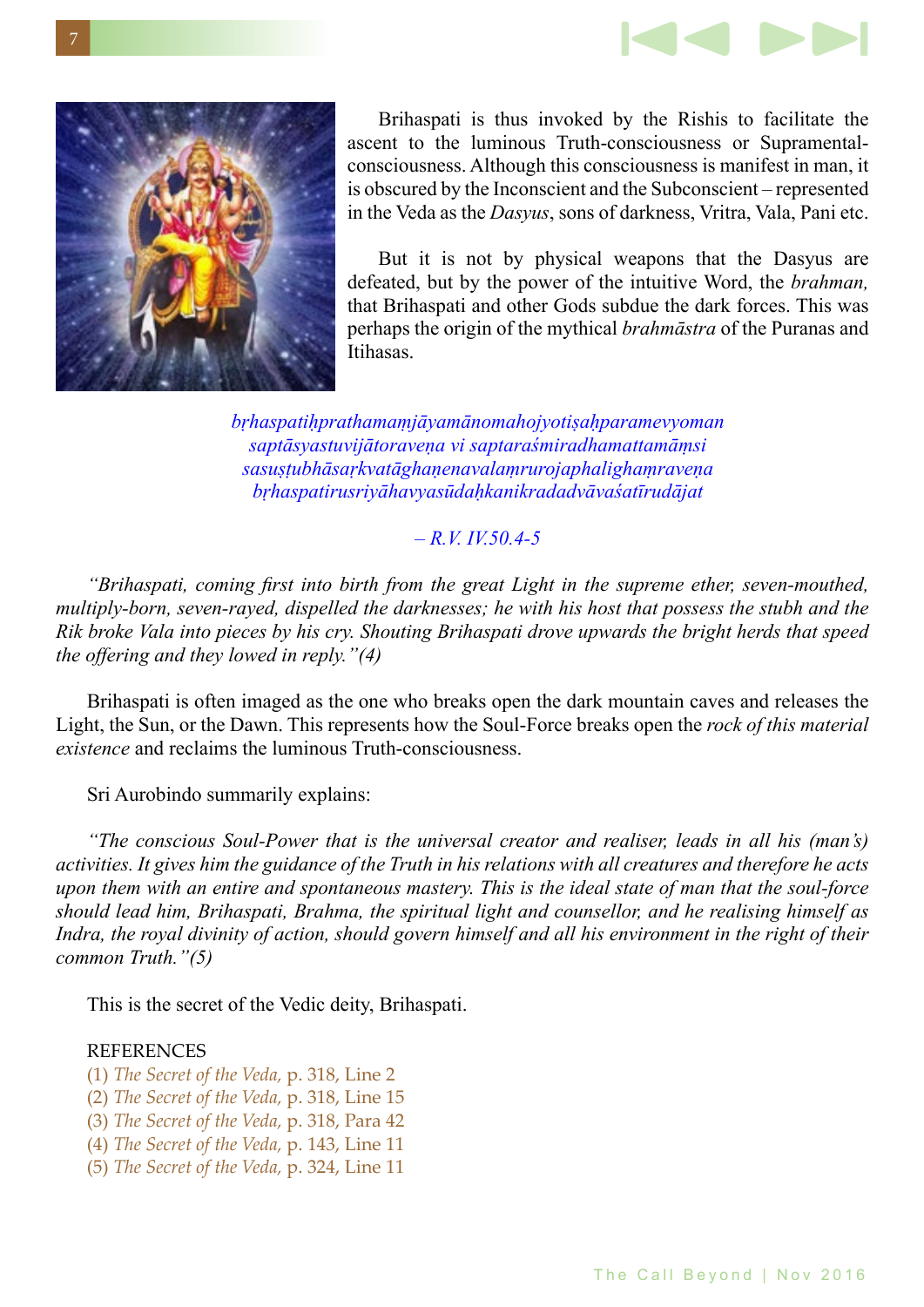Brihaspati is thus invoked by the Rishis to facilitate the ascent to the luminous Truth-consciousness or Supramental-consciousness. Although this consciousness is manifest in man, it is obscured by the Inconscient and the Subconscient – represented in the Veda as the *Dasyus*, sons of darkness, Vritra, Vala, Pani etc.

But it is not by physical weapons that the Dasyus are defeated, but by the power of the intuitive Word, the *brahman,* that Brihaspati and other Gods subdue the dark forces. This was perhaps the origin of the mythical *brahmāstra* of the Puranas and Itihasas.

*bṛhaspatiḥprathamaṃjāyamānomahojyotiṣaḥparamevyoman*
*saptāsyastuvijātoraveṇa vi saptaraśmiradhamattamāṃsi*
*sasuṣṭubhāsaṛkvatāghaṇenavalaṃrurojaphalighaṃraveṇa*
*bṛhaspatirusriyāhavyasūdaḥkanikradadvāvaśatīrudājat*

*– R.V. IV.50.4-5*

*"Brihaspati, coming first into birth from the great Light in the supreme ether, seven-mouthed, multiply-born, seven-rayed, dispelled the darknesses; he with his host that possess the stubh and the Rik broke Vala into pieces by his cry. Shouting Brihaspati drove upwards the bright herds that speed the offering and they lowed in reply."(4)*

Brihaspati is often imaged as the one who breaks open the dark mountain caves and releases the Light, the Sun, or the Dawn. This represents how the Soul-Force breaks open the *rock of this material existence* and reclaims the luminous Truth-consciousness.

Sri Aurobindo summarily explains:

*"The conscious Soul-Power that is the universal creator and realiser, leads in all his (man's) activities. It gives him the guidance of the Truth in his relations with all creatures and therefore he acts upon them with an entire and spontaneous mastery. This is the ideal state of man that the soul-force should lead him, Brihaspati, Brahma, the spiritual light and counsellor, and he realising himself as Indra, the royal divinity of action, should govern himself and all his environment in the right of their common Truth."(5)*

This is the secret of the Vedic deity, Brihaspati.

REFERENCES

(1) *The Secret of the Veda,* p. 318, Line 2
(2) *The Secret of the Veda,* p. 318, Line 15
(3) *The Secret of the Veda,* p. 318, Para 42
(4) *The Secret of the Veda,* p. 143, Line 11
(5) *The Secret of the Veda,* p. 324, Line 11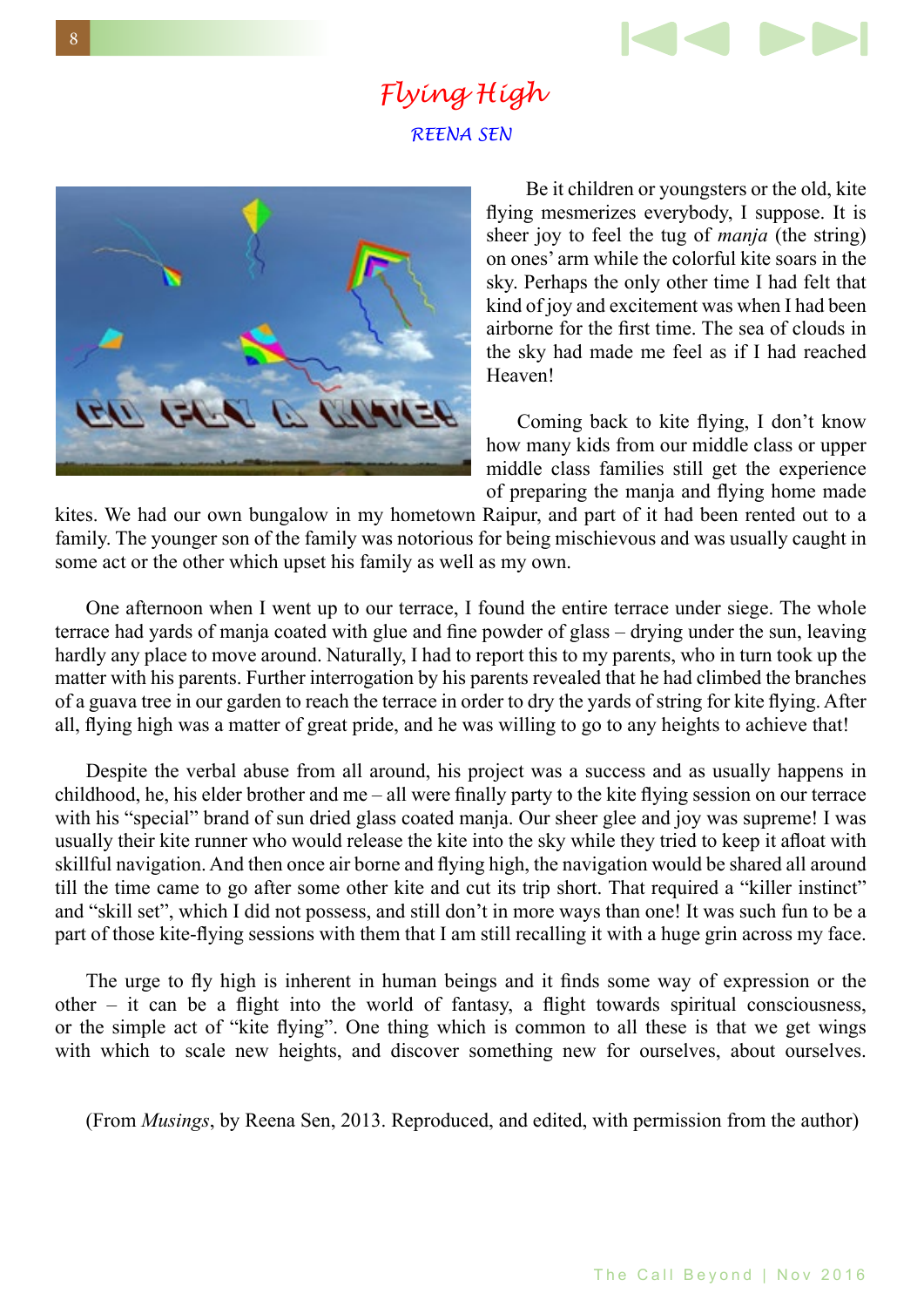# Flying High

*REENA SEN*

Be it children or youngsters or the old, kite flying mesmerizes everybody, I suppose. It is sheer joy to feel the tug of *manja* (the string) on ones' arm while the colorful kite soars in the sky. Perhaps the only other time I had felt that kind of joy and excitement was when I had been airborne for the first time. The sea of clouds in the sky had made me feel as if I had reached Heaven!

Coming back to kite flying, I don't know how many kids from our middle class or upper middle class families still get the experience of preparing the manja and flying home made kites. We had our own bungalow in my hometown Raipur, and part of it had been rented out to a family. The younger son of the family was notorious for being mischievous and was usually caught in some act or the other which upset his family as well as my own.

One afternoon when I went up to our terrace, I found the entire terrace under siege. The whole terrace had yards of manja coated with glue and fine powder of glass – drying under the sun, leaving hardly any place to move around. Naturally, I had to report this to my parents, who in turn took up the matter with his parents. Further interrogation by his parents revealed that he had climbed the branches of a guava tree in our garden to reach the terrace in order to dry the yards of string for kite flying. After all, flying high was a matter of great pride, and he was willing to go to any heights to achieve that!

Despite the verbal abuse from all around, his project was a success and as usually happens in childhood, he, his elder brother and me – all were finally party to the kite flying session on our terrace with his "special" brand of sun dried glass coated manja. Our sheer glee and joy was supreme! I was usually their kite runner who would release the kite into the sky while they tried to keep it afloat with skillful navigation. And then once air borne and flying high, the navigation would be shared all around till the time came to go after some other kite and cut its trip short. That required a "killer instinct" and "skill set", which I did not possess, and still don't in more ways than one! It was such fun to be a part of those kite-flying sessions with them that I am still recalling it with a huge grin across my face.

The urge to fly high is inherent in human beings and it finds some way of expression or the other – it can be a flight into the world of fantasy, a flight towards spiritual consciousness, or the simple act of "kite flying". One thing which is common to all these is that we get wings with which to scale new heights, and discover something new for ourselves, about ourselves.

(From *Musings*, by Reena Sen, 2013. Reproduced, and edited, with permission from the author)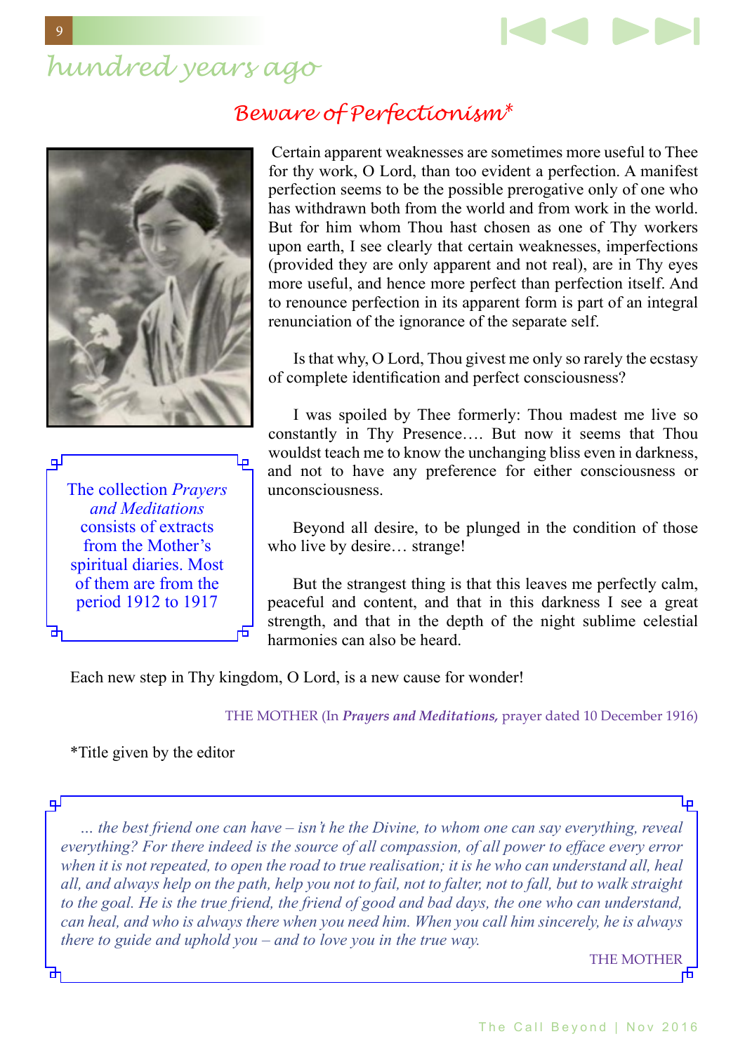# hundred years ago

## Beware of Perfectionism*

The collection *Prayers and Meditations* consists of extracts from the Mother's spiritual diaries. Most of them are from the period 1912 to 1917

Certain apparent weaknesses are sometimes more useful to Thee for thy work, O Lord, than too evident a perfection. A manifest perfection seems to be the possible prerogative only of one who has withdrawn both from the world and from work in the world. But for him whom Thou hast chosen as one of Thy workers upon earth, I see clearly that certain weaknesses, imperfections (provided they are only apparent and not real), are in Thy eyes more useful, and hence more perfect than perfection itself. And to renounce perfection in its apparent form is part of an integral renunciation of the ignorance of the separate self.

Is that why, O Lord, Thou givest me only so rarely the ecstasy of complete identification and perfect consciousness?

I was spoiled by Thee formerly: Thou madest me live so constantly in Thy Presence…. But now it seems that Thou wouldst teach me to know the unchanging bliss even in darkness, and not to have any preference for either consciousness or unconsciousness.

Beyond all desire, to be plunged in the condition of those who live by desire… strange!

But the strangest thing is that this leaves me perfectly calm, peaceful and content, and that in this darkness I see a great strength, and that in the depth of the night sublime celestial harmonies can also be heard.

Each new step in Thy kingdom, O Lord, is a new cause for wonder!

THE MOTHER (In ***Prayers and Meditations,*** prayer dated 10 December 1916)

*Title given by the editor

*… the best friend one can have – isn't he the Divine, to whom one can say everything, reveal everything? For there indeed is the source of all compassion, of all power to efface every error when it is not repeated, to open the road to true realisation; it is he who can understand all, heal all, and always help on the path, help you not to fail, not to falter, not to fall, but to walk straight to the goal. He is the true friend, the friend of good and bad days, the one who can understand, can heal, and who is always there when you need him. When you call him sincerely, he is always there to guide and uphold you – and to love you in the true way.*

THE MOTHER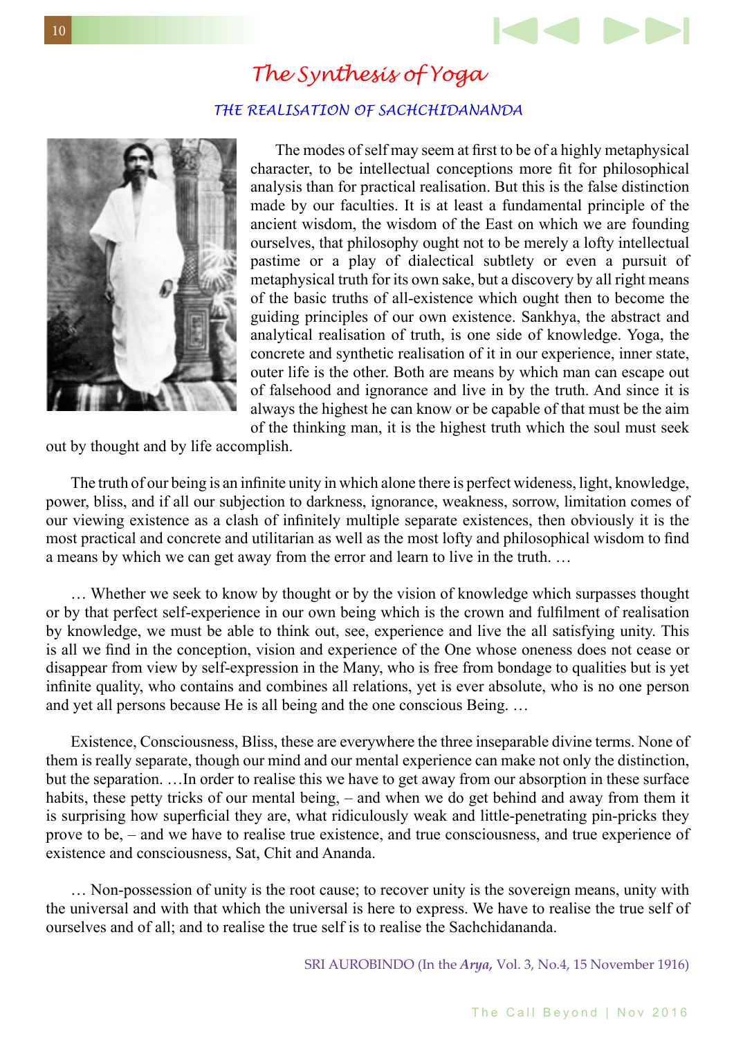# The Synthesis of Yoga

## THE REALISATION OF SACHCHIDANANDA

The modes of self may seem at first to be of a highly metaphysical character, to be intellectual conceptions more fit for philosophical analysis than for practical realisation. But this is the false distinction made by our faculties. It is at least a fundamental principle of the ancient wisdom, the wisdom of the East on which we are founding ourselves, that philosophy ought not to be merely a lofty intellectual pastime or a play of dialectical subtlety or even a pursuit of metaphysical truth for its own sake, but a discovery by all right means of the basic truths of all-existence which ought then to become the guiding principles of our own existence. Sankhya, the abstract and analytical realisation of truth, is one side of knowledge. Yoga, the concrete and synthetic realisation of it in our experience, inner state, outer life is the other. Both are means by which man can escape out of falsehood and ignorance and live in by the truth. And since it is always the highest he can know or be capable of that must be the aim of the thinking man, it is the highest truth which the soul must seek out by thought and by life accomplish.

The truth of our being is an infinite unity in which alone there is perfect wideness, light, knowledge, power, bliss, and if all our subjection to darkness, ignorance, weakness, sorrow, limitation comes of our viewing existence as a clash of infinitely multiple separate existences, then obviously it is the most practical and concrete and utilitarian as well as the most lofty and philosophical wisdom to find a means by which we can get away from the error and learn to live in the truth. …

… Whether we seek to know by thought or by the vision of knowledge which surpasses thought or by that perfect self-experience in our own being which is the crown and fulfilment of realisation by knowledge, we must be able to think out, see, experience and live the all satisfying unity. This is all we find in the conception, vision and experience of the One whose oneness does not cease or disappear from view by self-expression in the Many, who is free from bondage to qualities but is yet infinite quality, who contains and combines all relations, yet is ever absolute, who is no one person and yet all persons because He is all being and the one conscious Being. …

Existence, Consciousness, Bliss, these are everywhere the three inseparable divine terms. None of them is really separate, though our mind and our mental experience can make not only the distinction, but the separation. …In order to realise this we have to get away from our absorption in these surface habits, these petty tricks of our mental being, – and when we do get behind and away from them it is surprising how superficial they are, what ridiculously weak and little-penetrating pin-pricks they prove to be, – and we have to realise true existence, and true consciousness, and true experience of existence and consciousness, Sat, Chit and Ananda.

… Non-possession of unity is the root cause; to recover unity is the sovereign means, unity with the universal and with that which the universal is here to express. We have to realise the true self of ourselves and of all; and to realise the true self is to realise the Sachchidananda.

SRI AUROBINDO (In the ***Arya,*** Vol. 3, No.4, 15 November 1916)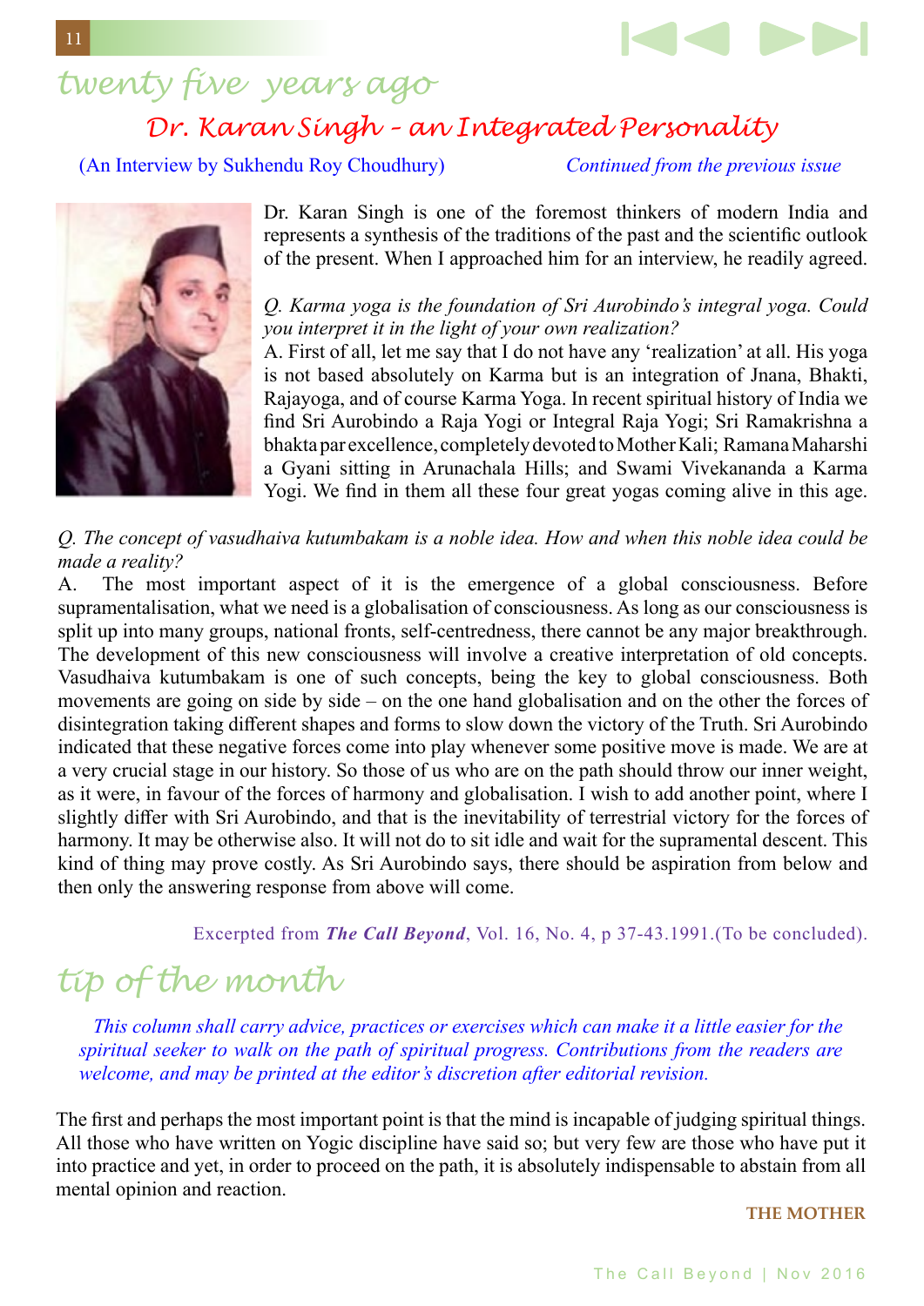# twenty five years ago

## Dr. Karan Singh - an Integrated Personality

(An Interview by Sukhendu Roy Choudhury) *Continued from the previous issue*

Dr. Karan Singh is one of the foremost thinkers of modern India and represents a synthesis of the traditions of the past and the scientific outlook of the present. When I approached him for an interview, he readily agreed.

*Q. Karma yoga is the foundation of Sri Aurobindo's integral yoga. Could you interpret it in the light of your own realization?*

A. First of all, let me say that I do not have any 'realization' at all. His yoga is not based absolutely on Karma but is an integration of Jnana, Bhakti, Rajayoga, and of course Karma Yoga. In recent spiritual history of India we find Sri Aurobindo a Raja Yogi or Integral Raja Yogi; Sri Ramakrishna a bhakta par excellence, completely devoted to Mother Kali; Ramana Maharshi a Gyani sitting in Arunachala Hills; and Swami Vivekananda a Karma Yogi. We find in them all these four great yogas coming alive in this age.

*Q. The concept of vasudhaiva kutumbakam is a noble idea. How and when this noble idea could be made a reality?*

A. The most important aspect of it is the emergence of a global consciousness. Before supramentalisation, what we need is a globalisation of consciousness. As long as our consciousness is split up into many groups, national fronts, self-centredness, there cannot be any major breakthrough. The development of this new consciousness will involve a creative interpretation of old concepts. Vasudhaiva kutumbakam is one of such concepts, being the key to global consciousness. Both movements are going on side by side – on the one hand globalisation and on the other the forces of disintegration taking different shapes and forms to slow down the victory of the Truth. Sri Aurobindo indicated that these negative forces come into play whenever some positive move is made. We are at a very crucial stage in our history. So those of us who are on the path should throw our inner weight, as it were, in favour of the forces of harmony and globalisation. I wish to add another point, where I slightly differ with Sri Aurobindo, and that is the inevitability of terrestrial victory for the forces of harmony. It may be otherwise also. It will not do to sit idle and wait for the supramental descent. This kind of thing may prove costly. As Sri Aurobindo says, there should be aspiration from below and then only the answering response from above will come.

Excerpted from ***The Call Beyond***, Vol. 16, No. 4, p 37-43.1991.(To be concluded).

# tip of the month

*This column shall carry advice, practices or exercises which can make it a little easier for the spiritual seeker to walk on the path of spiritual progress. Contributions from the readers are welcome, and may be printed at the editor's discretion after editorial revision.*

The first and perhaps the most important point is that the mind is incapable of judging spiritual things. All those who have written on Yogic discipline have said so; but very few are those who have put it into practice and yet, in order to proceed on the path, it is absolutely indispensable to abstain from all mental opinion and reaction.

**THE MOTHER**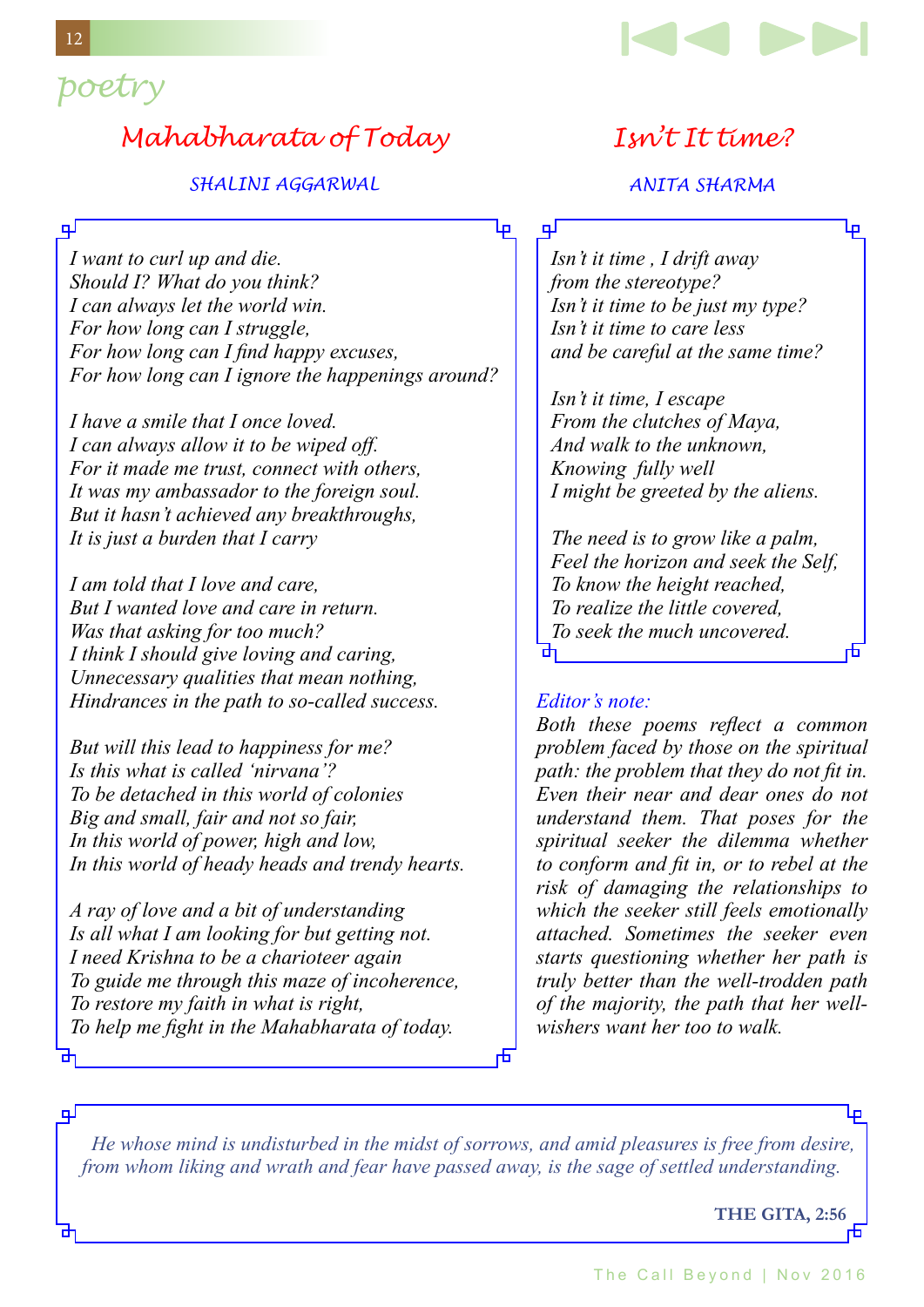# poetry

## Mahabharata of Today

SHALINI AGGARWAL

*I want to curl up and die.*
*Should I? What do you think?*
*I can always let the world win.*
*For how long can I struggle,*
*For how long can I find happy excuses,*
*For how long can I ignore the happenings around?*

*I have a smile that I once loved.*
*I can always allow it to be wiped off.*
*For it made me trust, connect with others,*
*It was my ambassador to the foreign soul.*
*But it hasn't achieved any breakthroughs,*
*It is just a burden that I carry*

*I am told that I love and care,*
*But I wanted love and care in return.*
*Was that asking for too much?*
*I think I should give loving and caring,*
*Unnecessary qualities that mean nothing,*
*Hindrances in the path to so-called success.*

*But will this lead to happiness for me?*
*Is this what is called 'nirvana'?*
*To be detached in this world of colonies*
*Big and small, fair and not so fair,*
*In this world of power, high and low,*
*In this world of heady heads and trendy hearts.*

*A ray of love and a bit of understanding*
*Is all what I am looking for but getting not.*
*I need Krishna to be a charioteer again*
*To guide me through this maze of incoherence,*
*To restore my faith in what is right,*
*To help me fight in the Mahabharata of today.*

## Isn't It time?

ANITA SHARMA

*Isn't it time , I drift away*
*from the stereotype?*
*Isn't it time to be just my type?*
*Isn't it time to care less*
*and be careful at the same time?*

*Isn't it time, I escape*
*From the clutches of Maya,*
*And walk to the unknown,*
*Knowing fully well*
*I might be greeted by the aliens.*

*The need is to grow like a palm,*
*Feel the horizon and seek the Self,*
*To know the height reached,*
*To realize the little covered,*
*To seek the much uncovered.*

*Editor's note:*

*Both these poems reflect a common problem faced by those on the spiritual path: the problem that they do not fit in. Even their near and dear ones do not understand them. That poses for the spiritual seeker the dilemma whether to conform and fit in, or to rebel at the risk of damaging the relationships to which the seeker still feels emotionally attached. Sometimes the seeker even starts questioning whether her path is truly better than the well-trodden path of the majority, the path that her well-wishers want her too to walk.*

*He whose mind is undisturbed in the midst of sorrows, and amid pleasures is free from desire, from whom liking and wrath and fear have passed away, is the sage of settled understanding.*

**THE GITA, 2:56**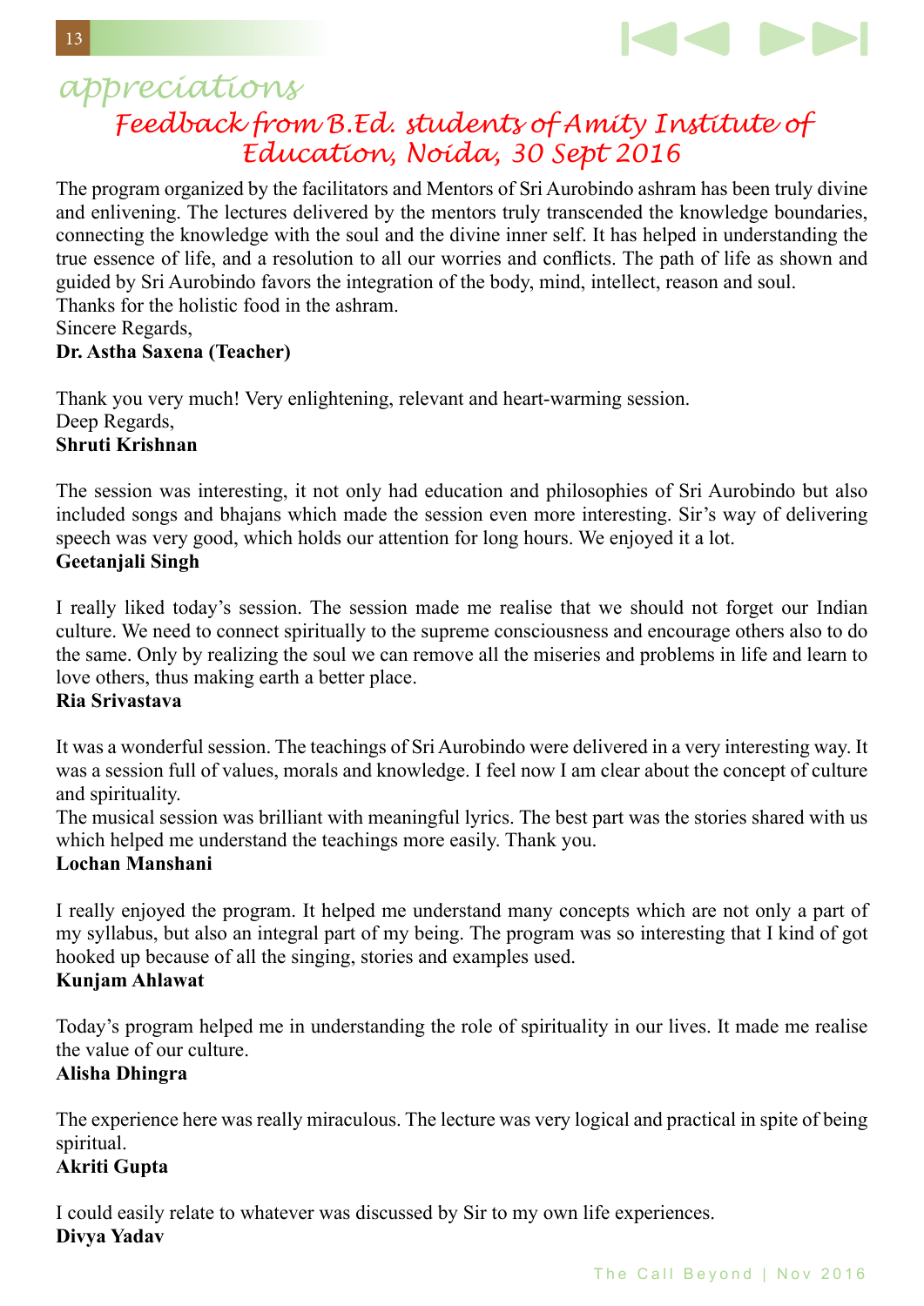# appreciations

## Feedback from B.Ed. students of Amity Institute of Education, Noida, 30 Sept 2016

The program organized by the facilitators and Mentors of Sri Aurobindo ashram has been truly divine and enlivening. The lectures delivered by the mentors truly transcended the knowledge boundaries, connecting the knowledge with the soul and the divine inner self. It has helped in understanding the true essence of life, and a resolution to all our worries and conflicts. The path of life as shown and guided by Sri Aurobindo favors the integration of the body, mind, intellect, reason and soul.
Thanks for the holistic food in the ashram.
Sincere Regards,
**Dr. Astha Saxena (Teacher)**

Thank you very much! Very enlightening, relevant and heart-warming session.
Deep Regards,
**Shruti Krishnan**

The session was interesting, it not only had education and philosophies of Sri Aurobindo but also included songs and bhajans which made the session even more interesting. Sir's way of delivering speech was very good, which holds our attention for long hours. We enjoyed it a lot.
**Geetanjali Singh**

I really liked today's session. The session made me realise that we should not forget our Indian culture. We need to connect spiritually to the supreme consciousness and encourage others also to do the same. Only by realizing the soul we can remove all the miseries and problems in life and learn to love others, thus making earth a better place.
**Ria Srivastava**

It was a wonderful session. The teachings of Sri Aurobindo were delivered in a very interesting way. It was a session full of values, morals and knowledge. I feel now I am clear about the concept of culture and spirituality.
The musical session was brilliant with meaningful lyrics. The best part was the stories shared with us which helped me understand the teachings more easily. Thank you.
**Lochan Manshani**

I really enjoyed the program. It helped me understand many concepts which are not only a part of my syllabus, but also an integral part of my being. The program was so interesting that I kind of got hooked up because of all the singing, stories and examples used.
**Kunjam Ahlawat**

Today's program helped me in understanding the role of spirituality in our lives. It made me realise the value of our culture.
**Alisha Dhingra**

The experience here was really miraculous. The lecture was very logical and practical in spite of being spiritual.
**Akriti Gupta**

I could easily relate to whatever was discussed by Sir to my own life experiences.
**Divya Yadav**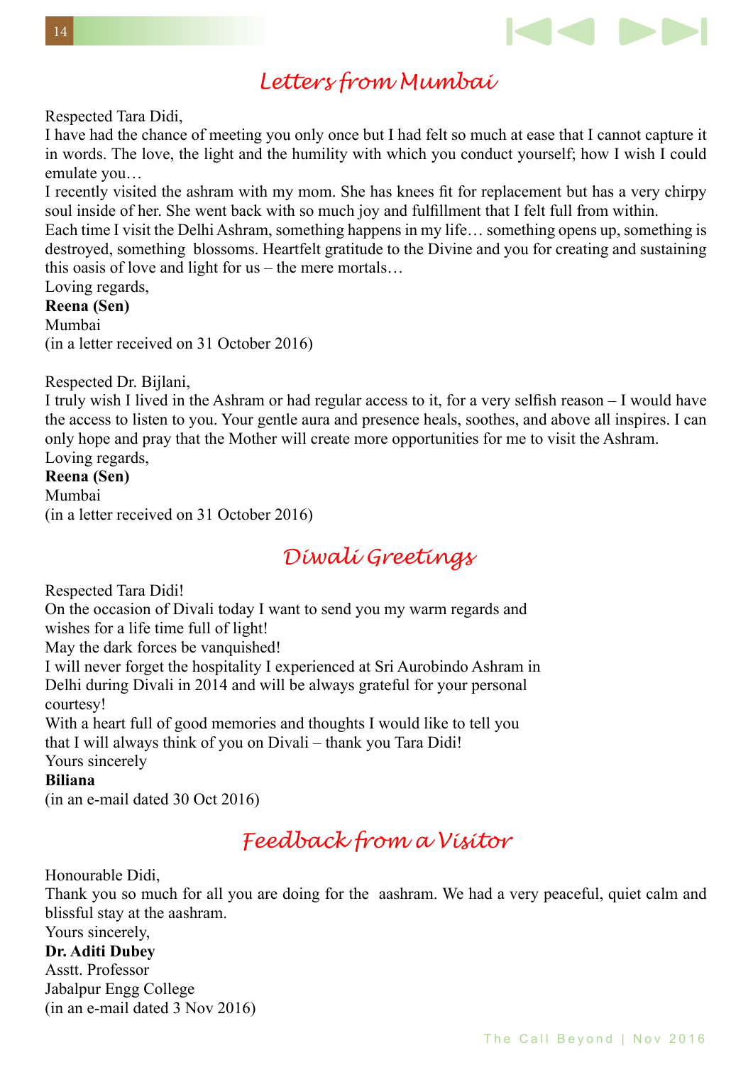## Letters from Mumbai

Respected Tara Didi,

I have had the chance of meeting you only once but I had felt so much at ease that I cannot capture it in words. The love, the light and the humility with which you conduct yourself; how I wish I could emulate you…

I recently visited the ashram with my mom. She has knees fit for replacement but has a very chirpy soul inside of her. She went back with so much joy and fulfillment that I felt full from within.

Each time I visit the Delhi Ashram, something happens in my life… something opens up, something is destroyed, something blossoms. Heartfelt gratitude to the Divine and you for creating and sustaining this oasis of love and light for us – the mere mortals…

Loving regards,
**Reena (Sen)**
Mumbai
(in a letter received on 31 October 2016)

Respected Dr. Bijlani,

I truly wish I lived in the Ashram or had regular access to it, for a very selfish reason – I would have the access to listen to you. Your gentle aura and presence heals, soothes, and above all inspires. I can only hope and pray that the Mother will create more opportunities for me to visit the Ashram.

Loving regards,
**Reena (Sen)**
Mumbai
(in a letter received on 31 October 2016)

## Diwali Greetings

Respected Tara Didi!

On the occasion of Divali today I want to send you my warm regards and wishes for a life time full of light!

May the dark forces be vanquished!

I will never forget the hospitality I experienced at Sri Aurobindo Ashram in Delhi during Divali in 2014 and will be always grateful for your personal courtesy!

With a heart full of good memories and thoughts I would like to tell you that I will always think of you on Divali – thank you Tara Didi!

Yours sincerely
**Biliana**
(in an e-mail dated 30 Oct 2016)

## Feedback from a Visitor

Honourable Didi,

Thank you so much for all you are doing for the aashram. We had a very peaceful, quiet calm and blissful stay at the aashram.

Yours sincerely,
**Dr. Aditi Dubey**
Asstt. Professor
Jabalpur Engg College
(in an e-mail dated 3 Nov 2016)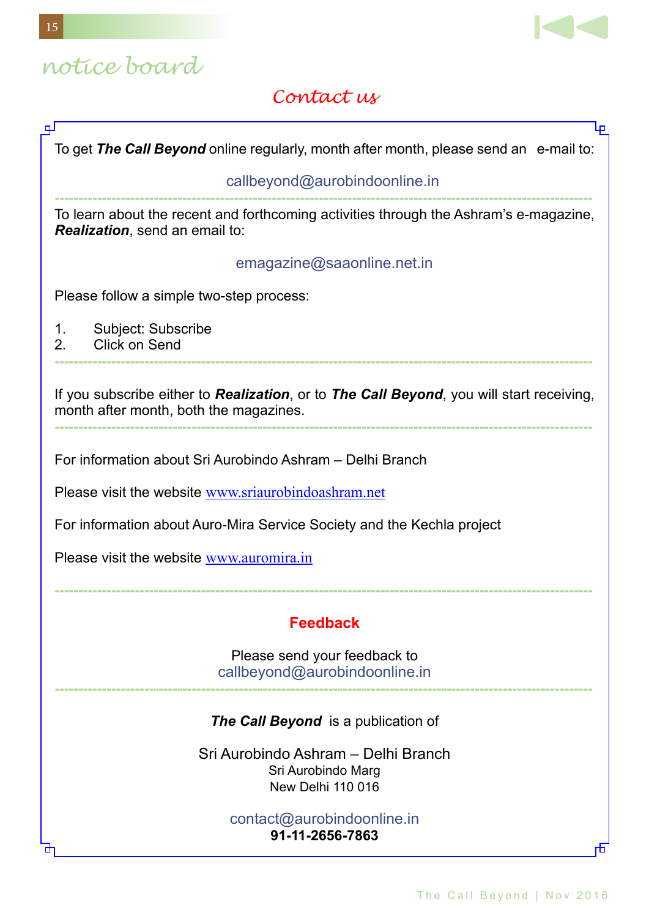# notice board

## Contact us

To get ***The Call Beyond*** online regularly, month after month, please send an e-mail to:

callbeyond@aurobindoonline.in

---

To learn about the recent and forthcoming activities through the Ashram's e-magazine, ***Realization***, send an email to:

emagazine@saaonline.net.in

Please follow a simple two-step process:

1. Subject: Subscribe
2. Click on Send

---

If you subscribe either to ***Realization***, or to ***The Call Beyond***, you will start receiving, month after month, both the magazines.

---

For information about Sri Aurobindo Ashram – Delhi Branch

Please visit the website www.sriaurobindoashram.net

For information about Auro-Mira Service Society and the Kechla project

Please visit the website www.auromira.in

---

### Feedback

Please send your feedback to
callbeyond@aurobindoonline.in

---

***The Call Beyond*** is a publication of

Sri Aurobindo Ashram – Delhi Branch
Sri Aurobindo Marg
New Delhi 110 016

contact@aurobindoonline.in
**91-11-2656-7863**